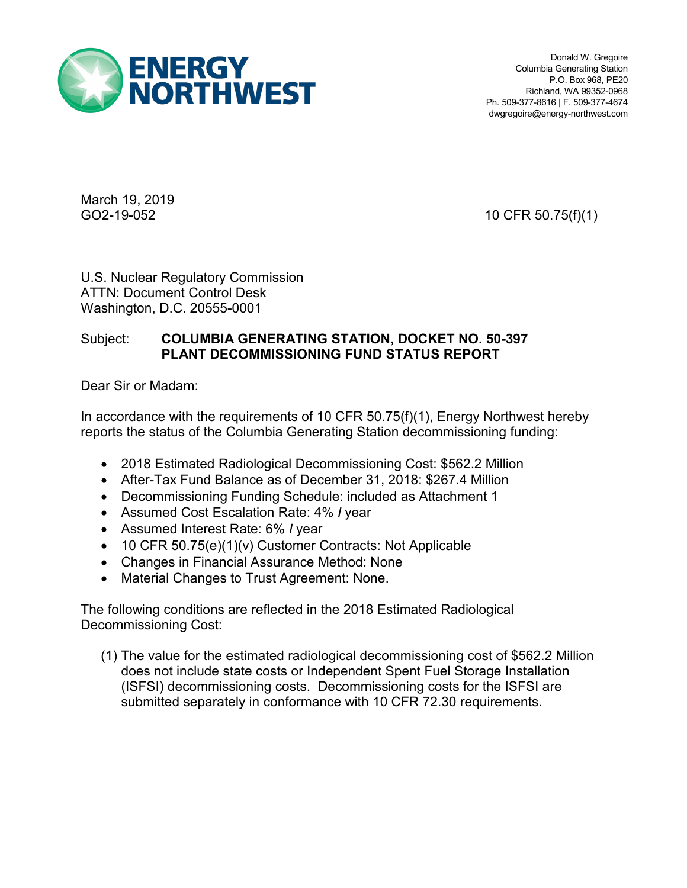ENERGY NORTHWEST

Donald W. Gregoire
Columbia Generating Station
P.O. Box 968, PE20
Richland, WA 99352-0968
Ph. 509-377-8616 | F. 509-377-4674
dwgregoire@energy-northwest.com

March 19, 2019
GO2-19-052

10 CFR 50.75(f)(1)

U.S. Nuclear Regulatory Commission
ATTN: Document Control Desk
Washington, D.C. 20555-0001

Subject: **COLUMBIA GENERATING STATION, DOCKET NO. 50-397 PLANT DECOMMISSIONING FUND STATUS REPORT**

Dear Sir or Madam:

In accordance with the requirements of 10 CFR 50.75(f)(1), Energy Northwest hereby reports the status of the Columbia Generating Station decommissioning funding:

- 2018 Estimated Radiological Decommissioning Cost: $562.2 Million
- After-Tax Fund Balance as of December 31, 2018: $267.4 Million
- Decommissioning Funding Schedule: included as Attachment 1
- Assumed Cost Escalation Rate: 4% / year
- Assumed Interest Rate: 6% / year
- 10 CFR 50.75(e)(1)(v) Customer Contracts: Not Applicable
- Changes in Financial Assurance Method: None
- Material Changes to Trust Agreement: None.

The following conditions are reflected in the 2018 Estimated Radiological Decommissioning Cost:

(1) The value for the estimated radiological decommissioning cost of $562.2 Million does not include state costs or Independent Spent Fuel Storage Installation (ISFSI) decommissioning costs. Decommissioning costs for the ISFSI are submitted separately in conformance with 10 CFR 72.30 requirements.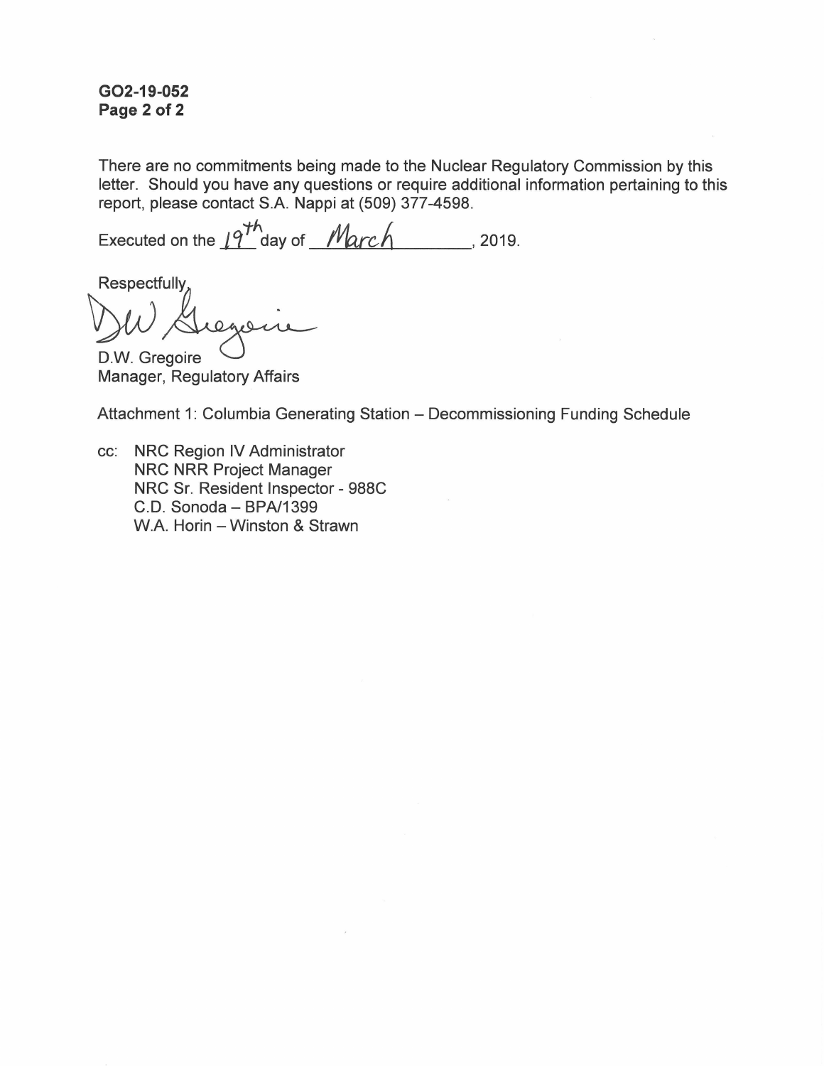**GO2-19-052**

There are no commitments being made to the Nuclear Regulatory Commission by this letter. Should you have any questions or require additional information pertaining to this report, please contact S.A. Nappi at (509) 377-4598.

Executed on the 19th day of March, 2019.

Respectfully,

D.W. Gregoire
Manager, Regulatory Affairs

Attachment 1: Columbia Generating Station – Decommissioning Funding Schedule

cc: NRC Region IV Administrator
NRC NRR Project Manager
NRC Sr. Resident Inspector - 988C
C.D. Sonoda – BPA/1399
W.A. Horin – Winston & Strawn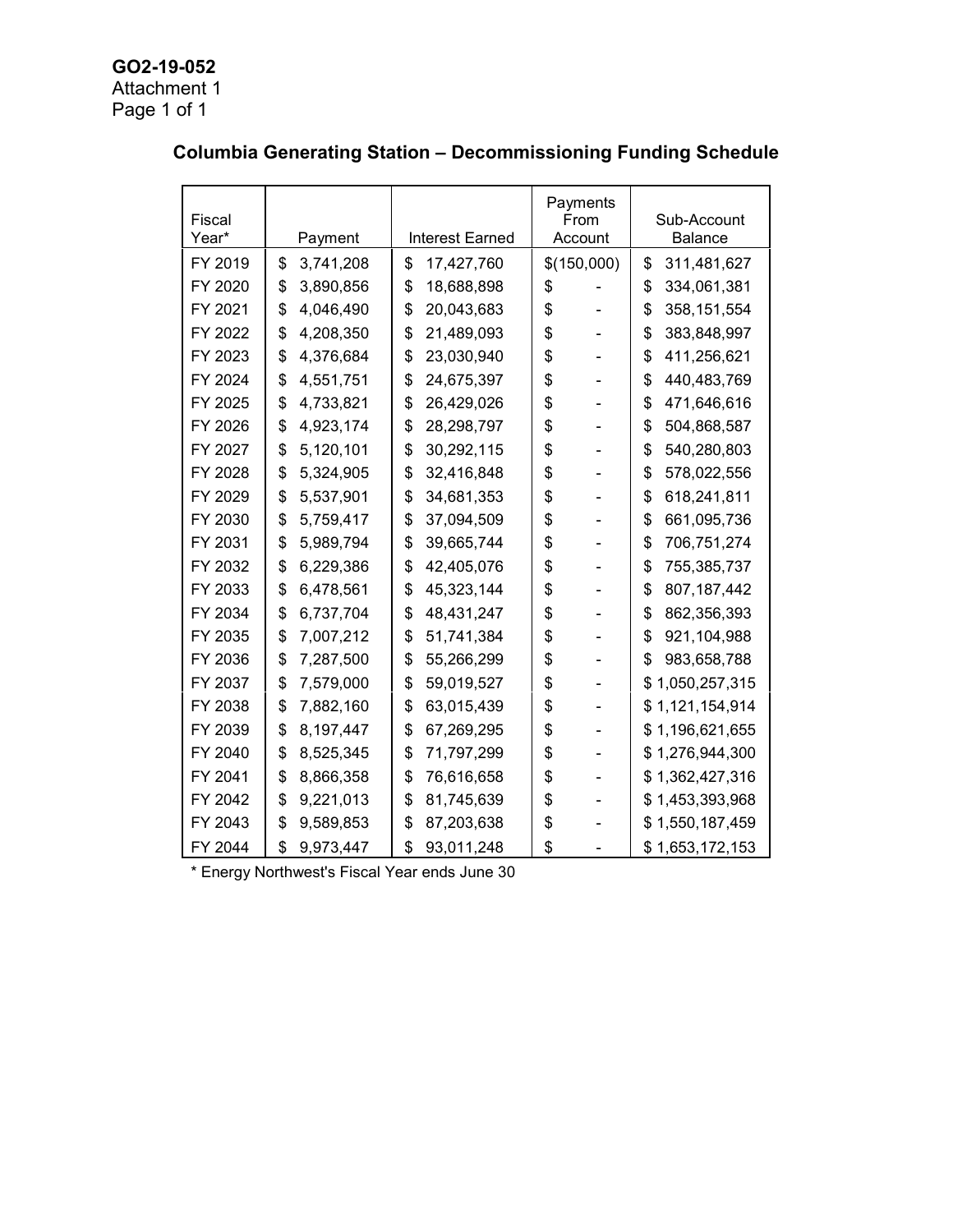**GO2-19-052**
Attachment 1
Page 1 of 1

## Columbia Generating Station – Decommissioning Funding Schedule

| Fiscal Year* | Payment | Interest Earned | Payments From Account | Sub-Account Balance |
|---|---|---|---|---|
| FY 2019 | $ 3,741,208 | $ 17,427,760 | $(150,000) | $ 311,481,627 |
| FY 2020 | $ 3,890,856 | $ 18,688,898 | $ - | $ 334,061,381 |
| FY 2021 | $ 4,046,490 | $ 20,043,683 | $ - | $ 358,151,554 |
| FY 2022 | $ 4,208,350 | $ 21,489,093 | $ - | $ 383,848,997 |
| FY 2023 | $ 4,376,684 | $ 23,030,940 | $ - | $ 411,256,621 |
| FY 2024 | $ 4,551,751 | $ 24,675,397 | $ - | $ 440,483,769 |
| FY 2025 | $ 4,733,821 | $ 26,429,026 | $ - | $ 471,646,616 |
| FY 2026 | $ 4,923,174 | $ 28,298,797 | $ - | $ 504,868,587 |
| FY 2027 | $ 5,120,101 | $ 30,292,115 | $ - | $ 540,280,803 |
| FY 2028 | $ 5,324,905 | $ 32,416,848 | $ - | $ 578,022,556 |
| FY 2029 | $ 5,537,901 | $ 34,681,353 | $ - | $ 618,241,811 |
| FY 2030 | $ 5,759,417 | $ 37,094,509 | $ - | $ 661,095,736 |
| FY 2031 | $ 5,989,794 | $ 39,665,744 | $ - | $ 706,751,274 |
| FY 2032 | $ 6,229,386 | $ 42,405,076 | $ - | $ 755,385,737 |
| FY 2033 | $ 6,478,561 | $ 45,323,144 | $ - | $ 807,187,442 |
| FY 2034 | $ 6,737,704 | $ 48,431,247 | $ - | $ 862,356,393 |
| FY 2035 | $ 7,007,212 | $ 51,741,384 | $ - | $ 921,104,988 |
| FY 2036 | $ 7,287,500 | $ 55,266,299 | $ - | $ 983,658,788 |
| FY 2037 | $ 7,579,000 | $ 59,019,527 | $ - | $ 1,050,257,315 |
| FY 2038 | $ 7,882,160 | $ 63,015,439 | $ - | $ 1,121,154,914 |
| FY 2039 | $ 8,197,447 | $ 67,269,295 | $ - | $ 1,196,621,655 |
| FY 2040 | $ 8,525,345 | $ 71,797,299 | $ - | $ 1,276,944,300 |
| FY 2041 | $ 8,866,358 | $ 76,616,658 | $ - | $ 1,362,427,316 |
| FY 2042 | $ 9,221,013 | $ 81,745,639 | $ - | $ 1,453,393,968 |
| FY 2043 | $ 9,589,853 | $ 87,203,638 | $ - | $ 1,550,187,459 |
| FY 2044 | $ 9,973,447 | $ 93,011,248 | $ - | $ 1,653,172,153 |

* Energy Northwest's Fiscal Year ends June 30